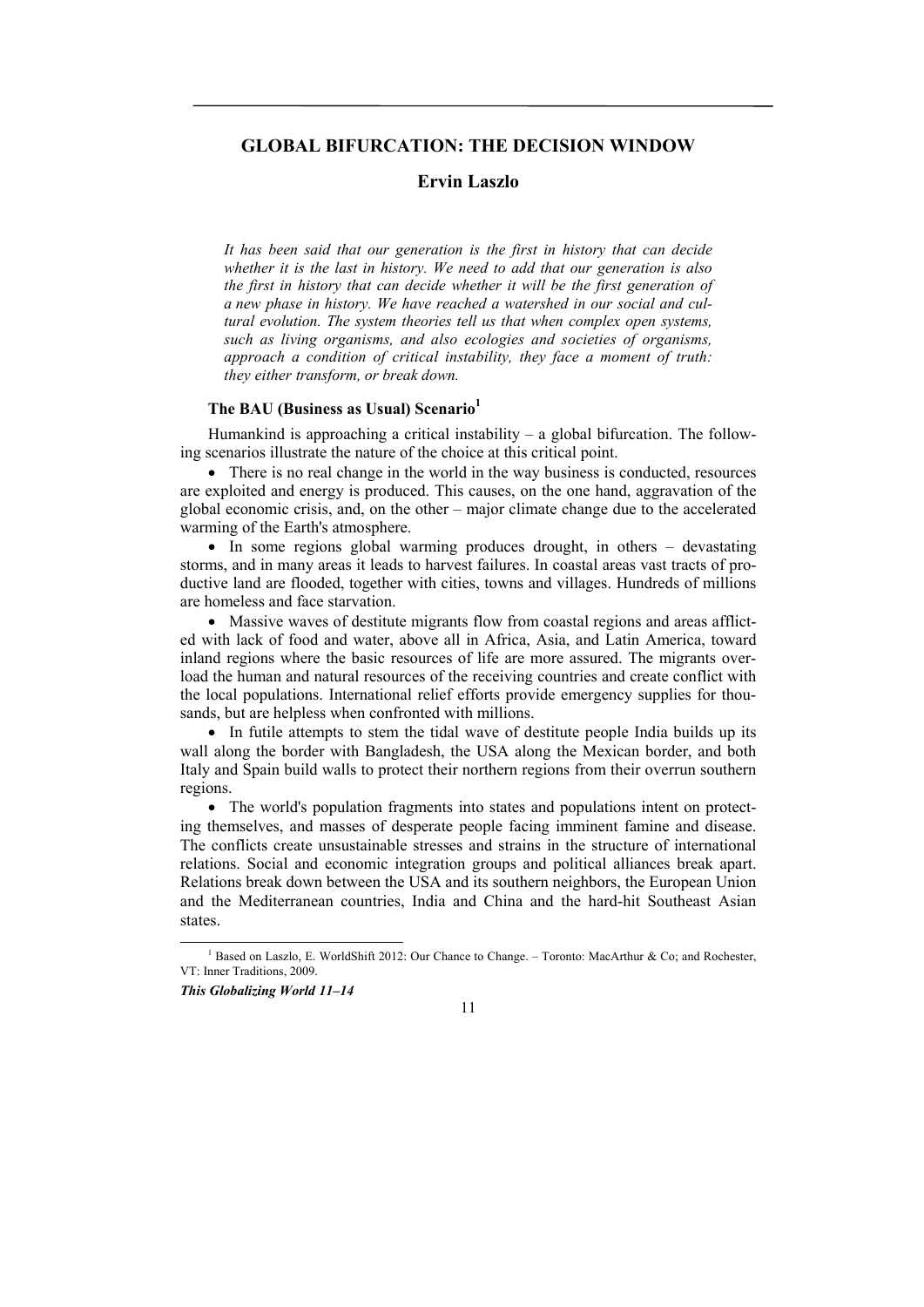# GLOBAL BIFURCATION: THE DECISION WINDOW

## Ervin Laszlo

*It has been said that our generation is the first in history that can decide whether it is the last in history. We need to add that our generation is also the first in history that can decide whether it will be the first generation of a new phase in history. We have reached a watershed in our social and cultural evolution. The system theories tell us that when complex open systems, such as living organisms, and also ecologies and societies of organisms, approach a condition of critical instability, they face a moment of truth: they either transform, or break down.*

### The BAU (Business as Usual) Scenario[1]

Humankind is approaching a critical instability – a global bifurcation. The following scenarios illustrate the nature of the choice at this critical point.

- There is no real change in the world in the way business is conducted, resources are exploited and energy is produced. This causes, on the one hand, aggravation of the global economic crisis, and, on the other – major climate change due to the accelerated warming of the Earth's atmosphere.
- In some regions global warming produces drought, in others – devastating storms, and in many areas it leads to harvest failures. In coastal areas vast tracts of productive land are flooded, together with cities, towns and villages. Hundreds of millions are homeless and face starvation.
- Massive waves of destitute migrants flow from coastal regions and areas afflicted with lack of food and water, above all in Africa, Asia, and Latin America, toward inland regions where the basic resources of life are more assured. The migrants overload the human and natural resources of the receiving countries and create conflict with the local populations. International relief efforts provide emergency supplies for thousands, but are helpless when confronted with millions.
- In futile attempts to stem the tidal wave of destitute people India builds up its wall along the border with Bangladesh, the USA along the Mexican border, and both Italy and Spain build walls to protect their northern regions from their overrun southern regions.
- The world's population fragments into states and populations intent on protecting themselves, and masses of desperate people facing imminent famine and disease. The conflicts create unsustainable stresses and strains in the structure of international relations. Social and economic integration groups and political alliances break apart. Relations break down between the USA and its southern neighbors, the European Union and the Mediterranean countries, India and China and the hard-hit Southeast Asian states.

---

[1] Based on Laszlo, E. WorldShift 2012: Our Chance to Change. – Toronto: MacArthur & Co; and Rochester, VT: Inner Traditions, 2009.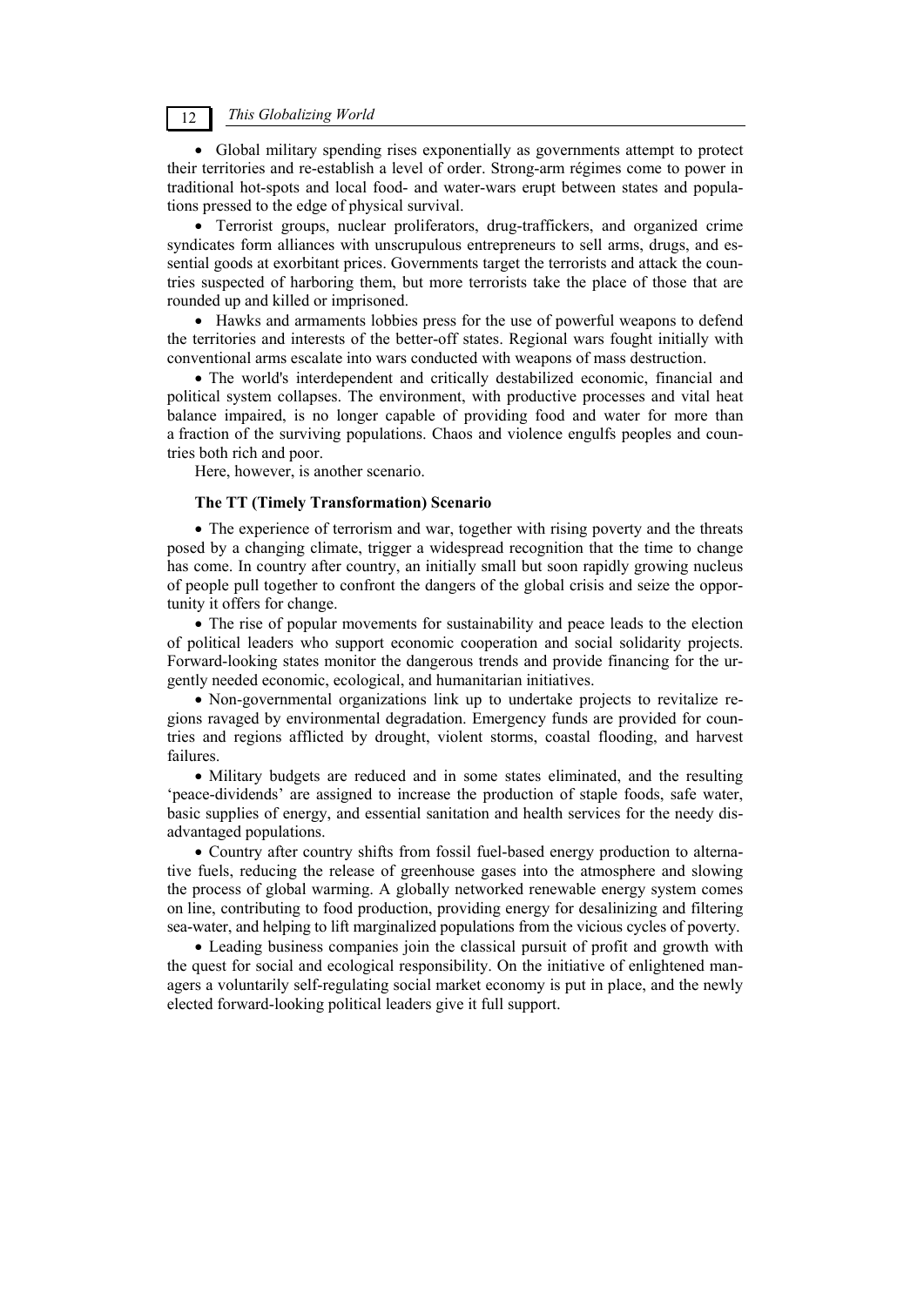- Global military spending rises exponentially as governments attempt to protect their territories and re-establish a level of order. Strong-arm régimes come to power in traditional hot-spots and local food- and water-wars erupt between states and populations pressed to the edge of physical survival.
- Terrorist groups, nuclear proliferators, drug-traffickers, and organized crime syndicates form alliances with unscrupulous entrepreneurs to sell arms, drugs, and essential goods at exorbitant prices. Governments target the terrorists and attack the countries suspected of harboring them, but more terrorists take the place of those that are rounded up and killed or imprisoned.
- Hawks and armaments lobbies press for the use of powerful weapons to defend the territories and interests of the better-off states. Regional wars fought initially with conventional arms escalate into wars conducted with weapons of mass destruction.
- The world's interdependent and critically destabilized economic, financial and political system collapses. The environment, with productive processes and vital heat balance impaired, is no longer capable of providing food and water for more than a fraction of the surviving populations. Chaos and violence engulfs peoples and countries both rich and poor.

Here, however, is another scenario.

**The TT (Timely Transformation) Scenario**

- The experience of terrorism and war, together with rising poverty and the threats posed by a changing climate, trigger a widespread recognition that the time to change has come. In country after country, an initially small but soon rapidly growing nucleus of people pull together to confront the dangers of the global crisis and seize the opportunity it offers for change.
- The rise of popular movements for sustainability and peace leads to the election of political leaders who support economic cooperation and social solidarity projects. Forward-looking states monitor the dangerous trends and provide financing for the urgently needed economic, ecological, and humanitarian initiatives.
- Non-governmental organizations link up to undertake projects to revitalize regions ravaged by environmental degradation. Emergency funds are provided for countries and regions afflicted by drought, violent storms, coastal flooding, and harvest failures.
- Military budgets are reduced and in some states eliminated, and the resulting 'peace-dividends' are assigned to increase the production of staple foods, safe water, basic supplies of energy, and essential sanitation and health services for the needy disadvantaged populations.
- Country after country shifts from fossil fuel-based energy production to alternative fuels, reducing the release of greenhouse gases into the atmosphere and slowing the process of global warming. A globally networked renewable energy system comes on line, contributing to food production, providing energy for desalinizing and filtering sea-water, and helping to lift marginalized populations from the vicious cycles of poverty.
- Leading business companies join the classical pursuit of profit and growth with the quest for social and ecological responsibility. On the initiative of enlightened managers a voluntarily self-regulating social market economy is put in place, and the newly elected forward-looking political leaders give it full support.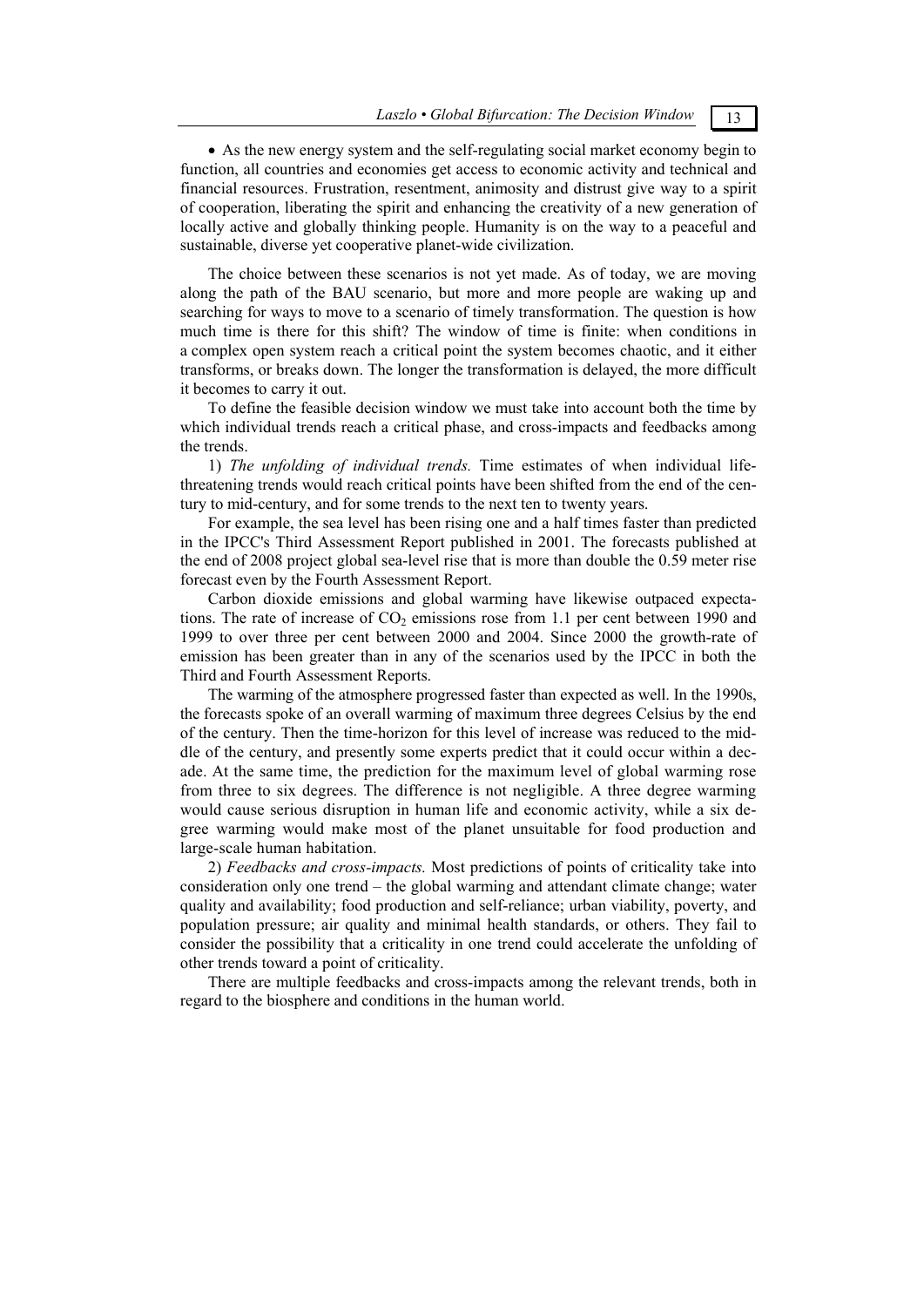• As the new energy system and the self-regulating social market economy begin to function, all countries and economies get access to economic activity and technical and financial resources. Frustration, resentment, animosity and distrust give way to a spirit of cooperation, liberating the spirit and enhancing the creativity of a new generation of locally active and globally thinking people. Humanity is on the way to a peaceful and sustainable, diverse yet cooperative planet-wide civilization.

The choice between these scenarios is not yet made. As of today, we are moving along the path of the BAU scenario, but more and more people are waking up and searching for ways to move to a scenario of timely transformation. The question is how much time is there for this shift? The window of time is finite: when conditions in a complex open system reach a critical point the system becomes chaotic, and it either transforms, or breaks down. The longer the transformation is delayed, the more difficult it becomes to carry it out.

To define the feasible decision window we must take into account both the time by which individual trends reach a critical phase, and cross-impacts and feedbacks among the trends.

1) *The unfolding of individual trends.* Time estimates of when individual life-threatening trends would reach critical points have been shifted from the end of the century to mid-century, and for some trends to the next ten to twenty years.

For example, the sea level has been rising one and a half times faster than predicted in the IPCC's Third Assessment Report published in 2001. The forecasts published at the end of 2008 project global sea-level rise that is more than double the 0.59 meter rise forecast even by the Fourth Assessment Report.

Carbon dioxide emissions and global warming have likewise outpaced expectations. The rate of increase of $CO_2$ emissions rose from 1.1 per cent between 1990 and 1999 to over three per cent between 2000 and 2004. Since 2000 the growth-rate of emission has been greater than in any of the scenarios used by the IPCC in both the Third and Fourth Assessment Reports.

The warming of the atmosphere progressed faster than expected as well. In the 1990s, the forecasts spoke of an overall warming of maximum three degrees Celsius by the end of the century. Then the time-horizon for this level of increase was reduced to the middle of the century, and presently some experts predict that it could occur within a decade. At the same time, the prediction for the maximum level of global warming rose from three to six degrees. The difference is not negligible. A three degree warming would cause serious disruption in human life and economic activity, while a six degree warming would make most of the planet unsuitable for food production and large-scale human habitation.

2) *Feedbacks and cross-impacts.* Most predictions of points of criticality take into consideration only one trend – the global warming and attendant climate change; water quality and availability; food production and self-reliance; urban viability, poverty, and population pressure; air quality and minimal health standards, or others. They fail to consider the possibility that a criticality in one trend could accelerate the unfolding of other trends toward a point of criticality.

There are multiple feedbacks and cross-impacts among the relevant trends, both in regard to the biosphere and conditions in the human world.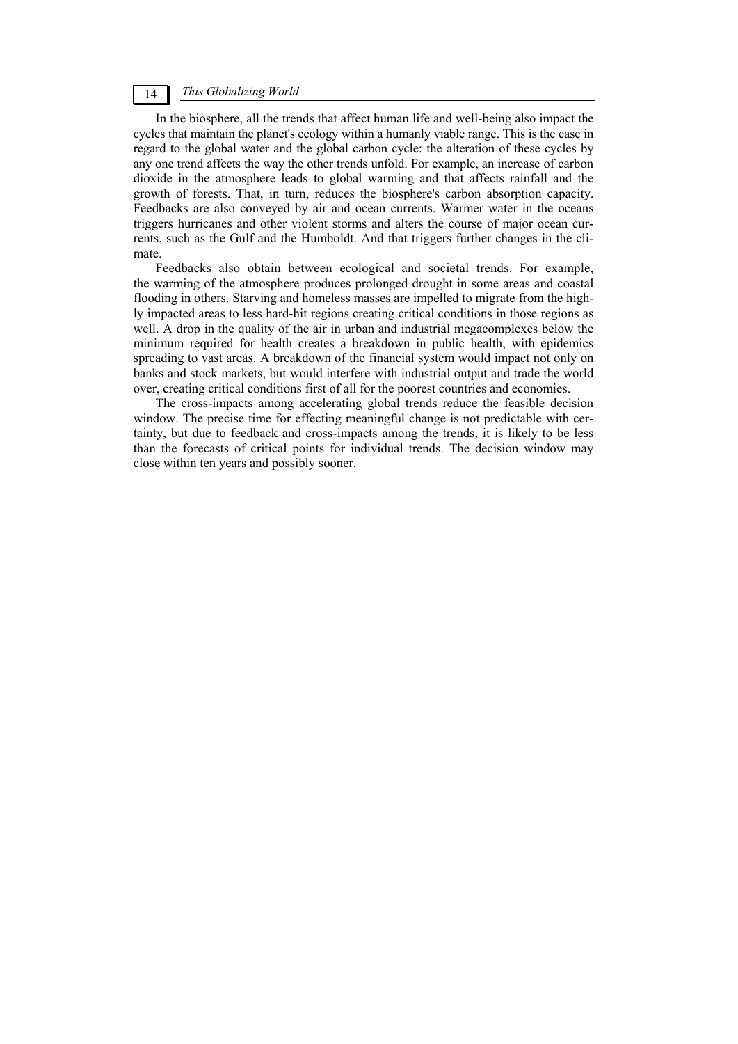In the biosphere, all the trends that affect human life and well-being also impact the cycles that maintain the planet's ecology within a humanly viable range. This is the case in regard to the global water and the global carbon cycle: the alteration of these cycles by any one trend affects the way the other trends unfold. For example, an increase of carbon dioxide in the atmosphere leads to global warming and that affects rainfall and the growth of forests. That, in turn, reduces the biosphere's carbon absorption capacity. Feedbacks are also conveyed by air and ocean currents. Warmer water in the oceans triggers hurricanes and other violent storms and alters the course of major ocean currents, such as the Gulf and the Humboldt. And that triggers further changes in the climate.

Feedbacks also obtain between ecological and societal trends. For example, the warming of the atmosphere produces prolonged drought in some areas and coastal flooding in others. Starving and homeless masses are impelled to migrate from the highly impacted areas to less hard-hit regions creating critical conditions in those regions as well. A drop in the quality of the air in urban and industrial megacomplexes below the minimum required for health creates a breakdown in public health, with epidemics spreading to vast areas. A breakdown of the financial system would impact not only on banks and stock markets, but would interfere with industrial output and trade the world over, creating critical conditions first of all for the poorest countries and economies.

The cross-impacts among accelerating global trends reduce the feasible decision window. The precise time for effecting meaningful change is not predictable with certainty, but due to feedback and cross-impacts among the trends, it is likely to be less than the forecasts of critical points for individual trends. The decision window may close within ten years and possibly sooner.